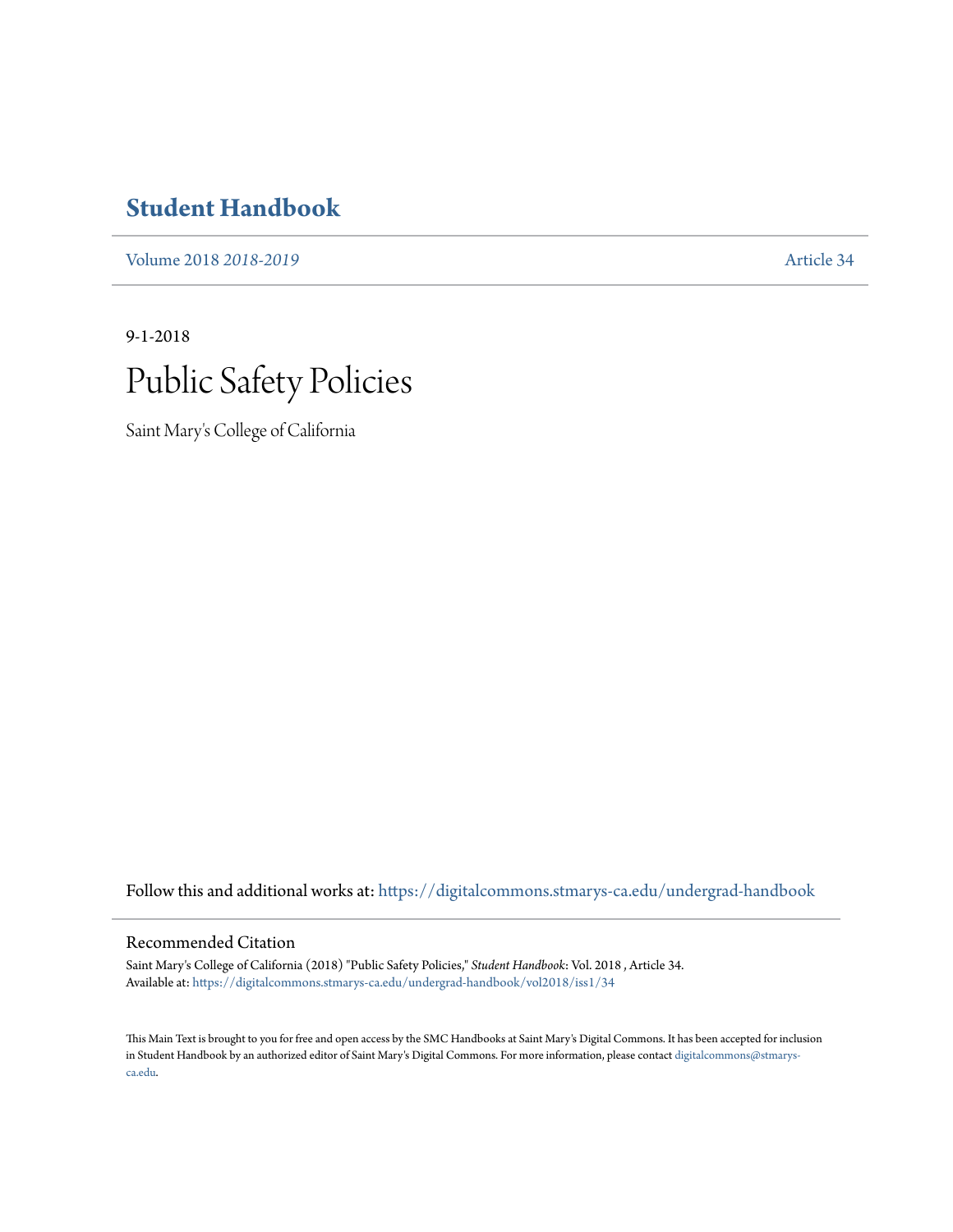# Student Handbook

Volume 2018 *2018-2019* Article 34

9-1-2018

# Public Safety Policies

Saint Mary's College of California

Follow this and additional works at: https://digitalcommons.stmarys-ca.edu/undergrad-handbook

## Recommended Citation

Saint Mary's College of California (2018) "Public Safety Policies," *Student Handbook*: Vol. 2018 , Article 34.
Available at: https://digitalcommons.stmarys-ca.edu/undergrad-handbook/vol2018/iss1/34

This Main Text is brought to you for free and open access by the SMC Handbooks at Saint Mary's Digital Commons. It has been accepted for inclusion in Student Handbook by an authorized editor of Saint Mary's Digital Commons. For more information, please contact digitalcommons@stmarys-ca.edu.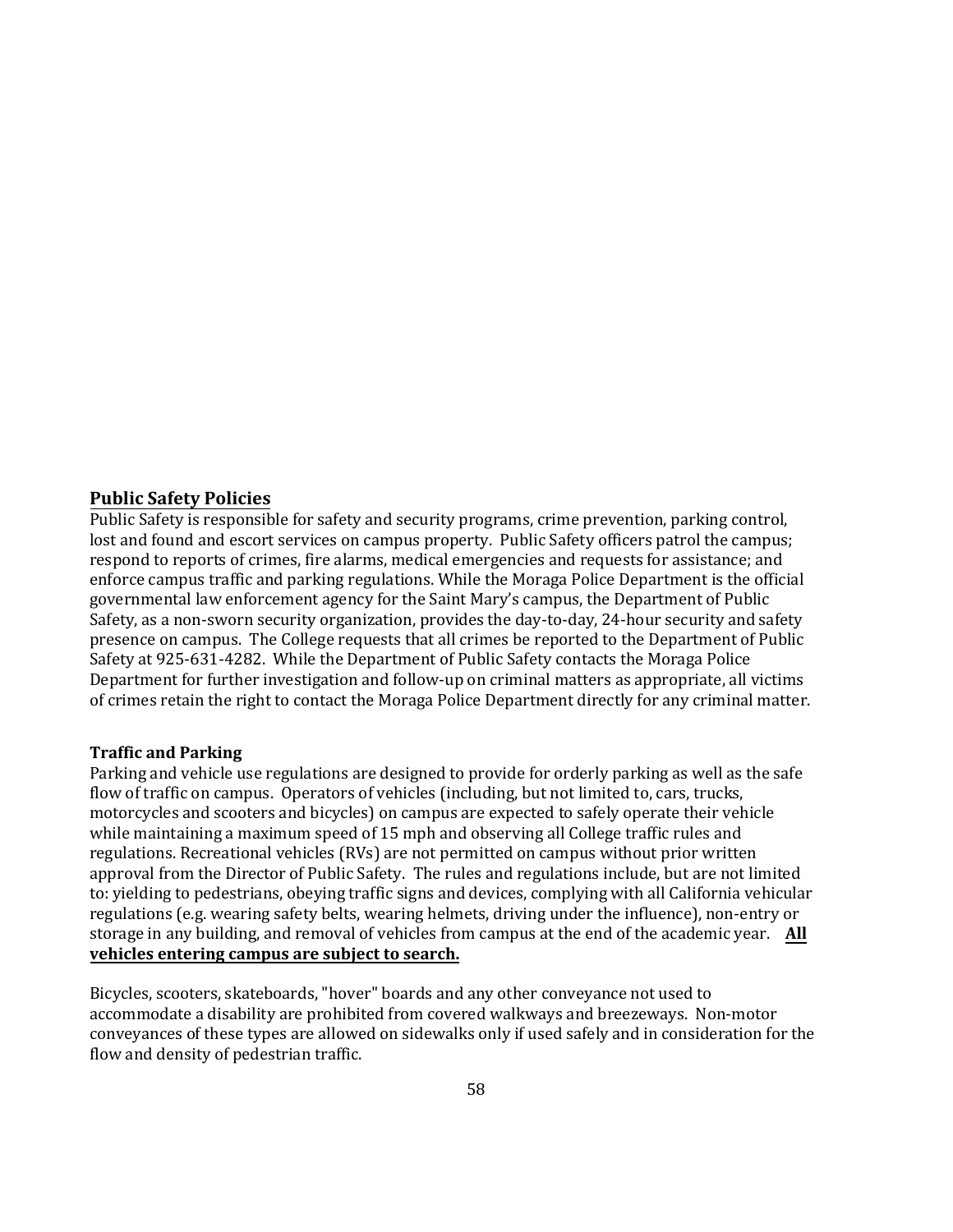## Public Safety Policies

Public Safety is responsible for safety and security programs, crime prevention, parking control, lost and found and escort services on campus property. Public Safety officers patrol the campus; respond to reports of crimes, fire alarms, medical emergencies and requests for assistance; and enforce campus traffic and parking regulations. While the Moraga Police Department is the official governmental law enforcement agency for the Saint Mary's campus, the Department of Public Safety, as a non-sworn security organization, provides the day-to-day, 24-hour security and safety presence on campus. The College requests that all crimes be reported to the Department of Public Safety at 925-631-4282. While the Department of Public Safety contacts the Moraga Police Department for further investigation and follow-up on criminal matters as appropriate, all victims of crimes retain the right to contact the Moraga Police Department directly for any criminal matter.

### Traffic and Parking

Parking and vehicle use regulations are designed to provide for orderly parking as well as the safe flow of traffic on campus. Operators of vehicles (including, but not limited to, cars, trucks, motorcycles and scooters and bicycles) on campus are expected to safely operate their vehicle while maintaining a maximum speed of 15 mph and observing all College traffic rules and regulations. Recreational vehicles (RVs) are not permitted on campus without prior written approval from the Director of Public Safety. The rules and regulations include, but are not limited to: yielding to pedestrians, obeying traffic signs and devices, complying with all California vehicular regulations (e.g. wearing safety belts, wearing helmets, driving under the influence), non-entry or storage in any building, and removal of vehicles from campus at the end of the academic year. **All vehicles entering campus are subject to search.**

Bicycles, scooters, skateboards, "hover" boards and any other conveyance not used to accommodate a disability are prohibited from covered walkways and breezeways. Non-motor conveyances of these types are allowed on sidewalks only if used safely and in consideration for the flow and density of pedestrian traffic.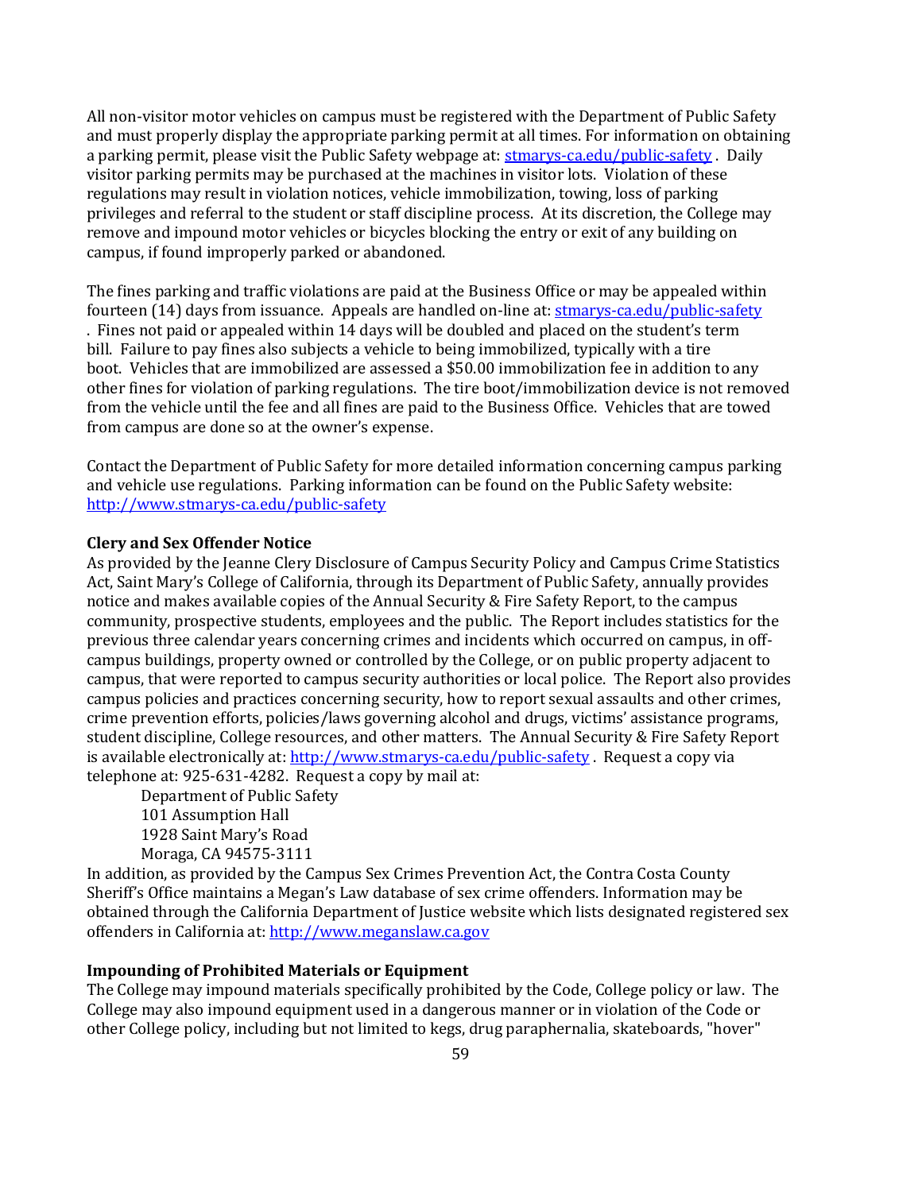All non-visitor motor vehicles on campus must be registered with the Department of Public Safety and must properly display the appropriate parking permit at all times. For information on obtaining a parking permit, please visit the Public Safety webpage at: [stmarys-ca.edu/public-safety](stmarys-ca.edu/public-safety). Daily visitor parking permits may be purchased at the machines in visitor lots. Violation of these regulations may result in violation notices, vehicle immobilization, towing, loss of parking privileges and referral to the student or staff discipline process. At its discretion, the College may remove and impound motor vehicles or bicycles blocking the entry or exit of any building on campus, if found improperly parked or abandoned.

The fines parking and traffic violations are paid at the Business Office or may be appealed within fourteen (14) days from issuance. Appeals are handled on-line at: [stmarys-ca.edu/public-safety](stmarys-ca.edu/public-safety). Fines not paid or appealed within 14 days will be doubled and placed on the student's term bill. Failure to pay fines also subjects a vehicle to being immobilized, typically with a tire boot. Vehicles that are immobilized are assessed a $50.00 immobilization fee in addition to any other fines for violation of parking regulations. The tire boot/immobilization device is not removed from the vehicle until the fee and all fines are paid to the Business Office. Vehicles that are towed from campus are done so at the owner's expense.

Contact the Department of Public Safety for more detailed information concerning campus parking and vehicle use regulations. Parking information can be found on the Public Safety website: [http://www.stmarys-ca.edu/public-safety](http://www.stmarys-ca.edu/public-safety)

**Clery and Sex Offender Notice**

As provided by the Jeanne Clery Disclosure of Campus Security Policy and Campus Crime Statistics Act, Saint Mary's College of California, through its Department of Public Safety, annually provides notice and makes available copies of the Annual Security & Fire Safety Report, to the campus community, prospective students, employees and the public. The Report includes statistics for the previous three calendar years concerning crimes and incidents which occurred on campus, in off-campus buildings, property owned or controlled by the College, or on public property adjacent to campus, that were reported to campus security authorities or local police. The Report also provides campus policies and practices concerning security, how to report sexual assaults and other crimes, crime prevention efforts, policies/laws governing alcohol and drugs, victims' assistance programs, student discipline, College resources, and other matters. The Annual Security & Fire Safety Report is available electronically at: [http://www.stmarys-ca.edu/public-safety](http://www.stmarys-ca.edu/public-safety). Request a copy via telephone at: 925-631-4282. Request a copy by mail at:

Department of Public Safety
101 Assumption Hall
1928 Saint Mary's Road
Moraga, CA 94575-3111

In addition, as provided by the Campus Sex Crimes Prevention Act, the Contra Costa County Sheriff's Office maintains a Megan's Law database of sex crime offenders. Information may be obtained through the California Department of Justice website which lists designated registered sex offenders in California at: [http://www.meganslaw.ca.gov](http://www.meganslaw.ca.gov)

**Impounding of Prohibited Materials or Equipment**

The College may impound materials specifically prohibited by the Code, College policy or law. The College may also impound equipment used in a dangerous manner or in violation of the Code or other College policy, including but not limited to kegs, drug paraphernalia, skateboards, "hover"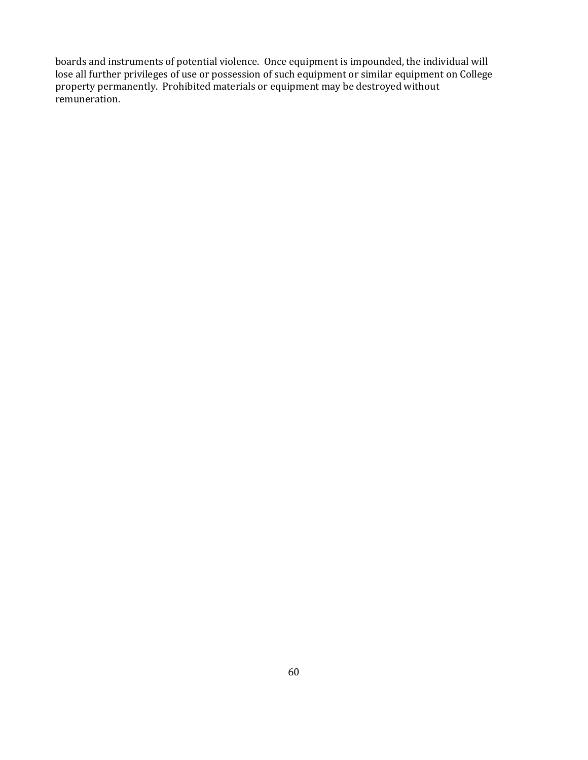boards and instruments of potential violence. Once equipment is impounded, the individual will lose all further privileges of use or possession of such equipment or similar equipment on College property permanently. Prohibited materials or equipment may be destroyed without remuneration.